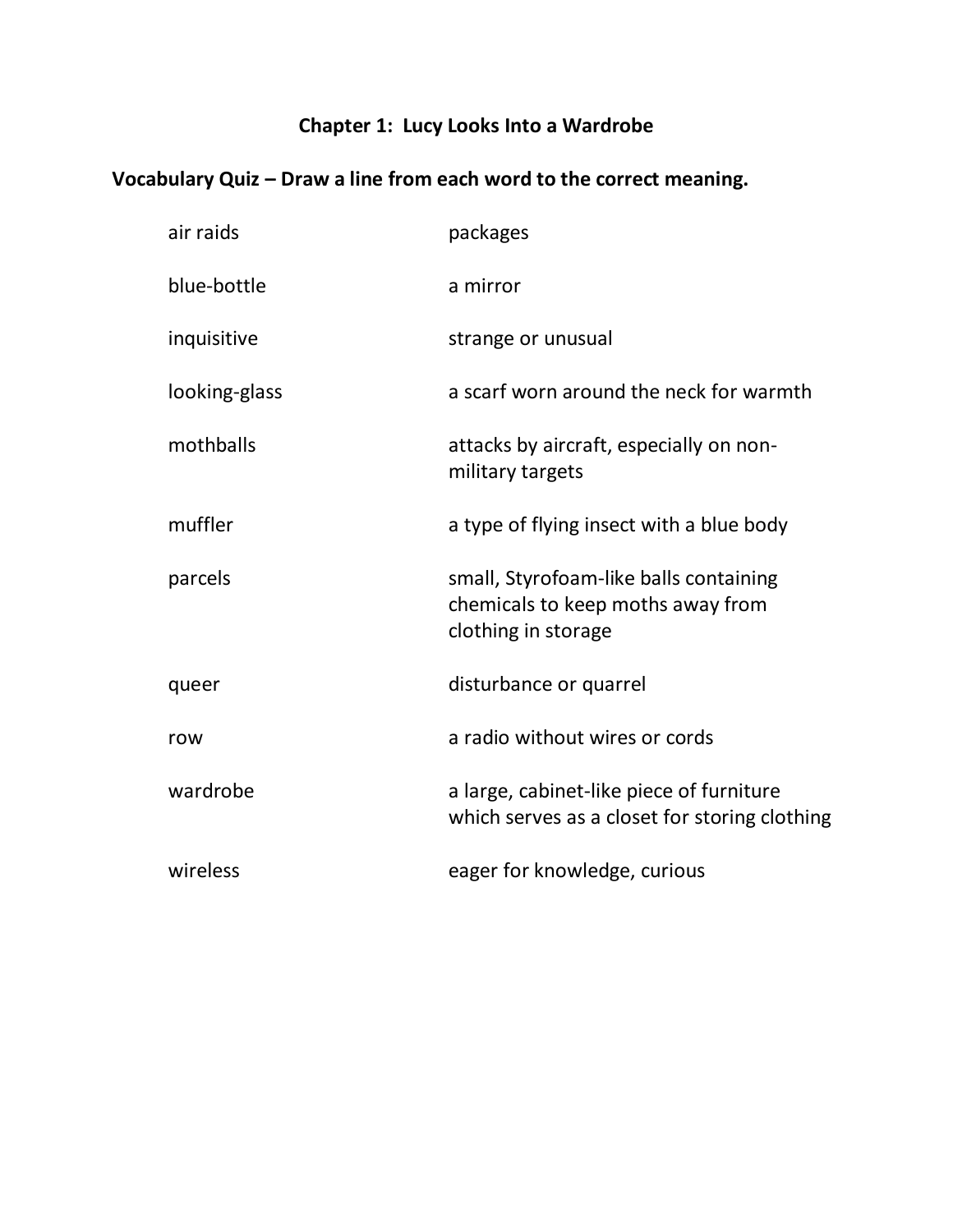# Chapter 1: Lucy Looks Into a Wardrobe

## Vocabulary Quiz – Draw a line from each word to the correct meaning.

| | |
|---|---|
| air raids | packages |
| blue-bottle | a mirror |
| inquisitive | strange or unusual |
| looking-glass | a scarf worn around the neck for warmth |
| mothballs | attacks by aircraft, especially on non-military targets |
| muffler | a type of flying insect with a blue body |
| parcels | small, Styrofoam-like balls containing chemicals to keep moths away from clothing in storage |
| queer | disturbance or quarrel |
| row | a radio without wires or cords |
| wardrobe | a large, cabinet-like piece of furniture which serves as a closet for storing clothing |
| wireless | eager for knowledge, curious |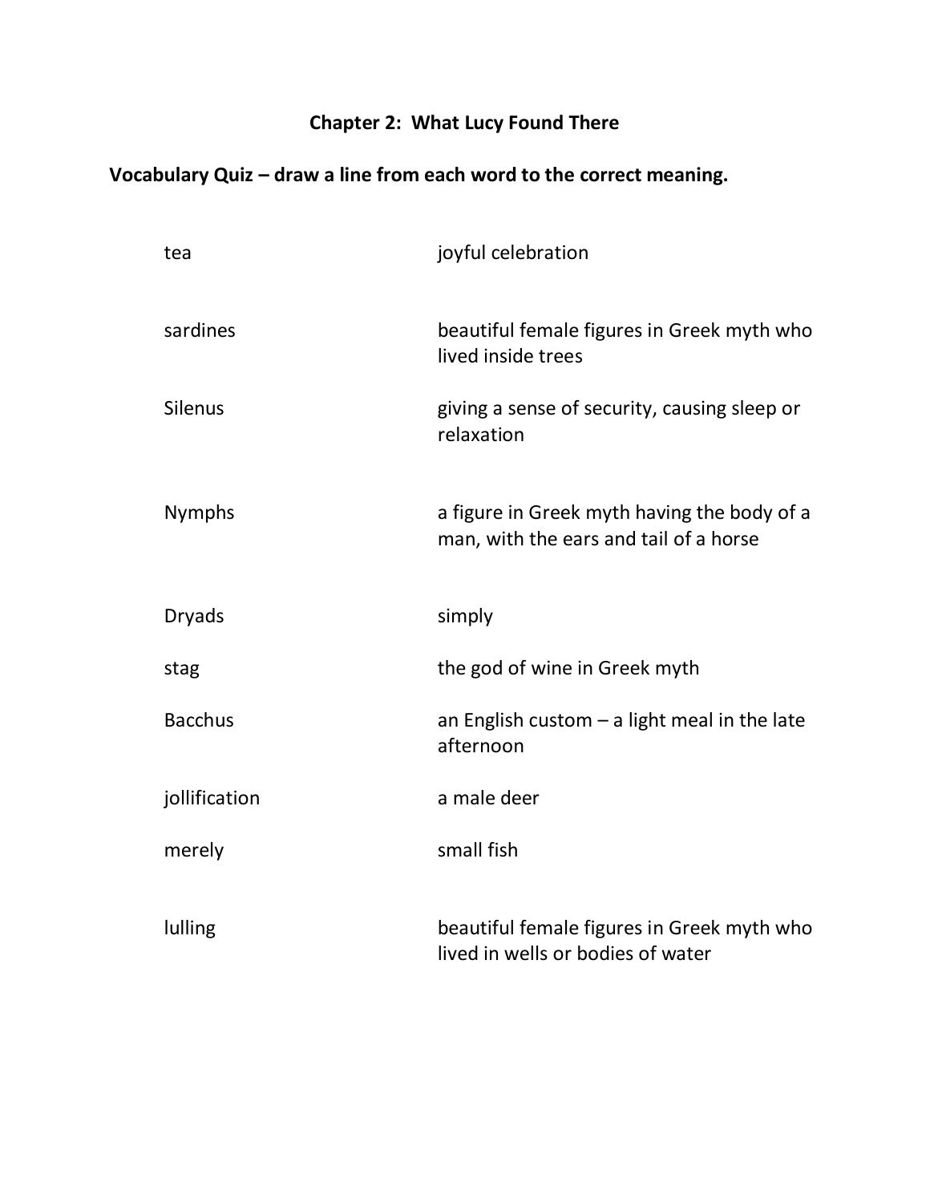## Chapter 2: What Lucy Found There

**Vocabulary Quiz – draw a line from each word to the correct meaning.**

| | |
|---|---|
| tea | joyful celebration |
| sardines | beautiful female figures in Greek myth who lived inside trees |
| Silenus | giving a sense of security, causing sleep or relaxation |
| Nymphs | a figure in Greek myth having the body of a man, with the ears and tail of a horse |
| Dryads | simply |
| stag | the god of wine in Greek myth |
| Bacchus | an English custom – a light meal in the late afternoon |
| jollification | a male deer |
| merely | small fish |
| lulling | beautiful female figures in Greek myth who lived in wells or bodies of water |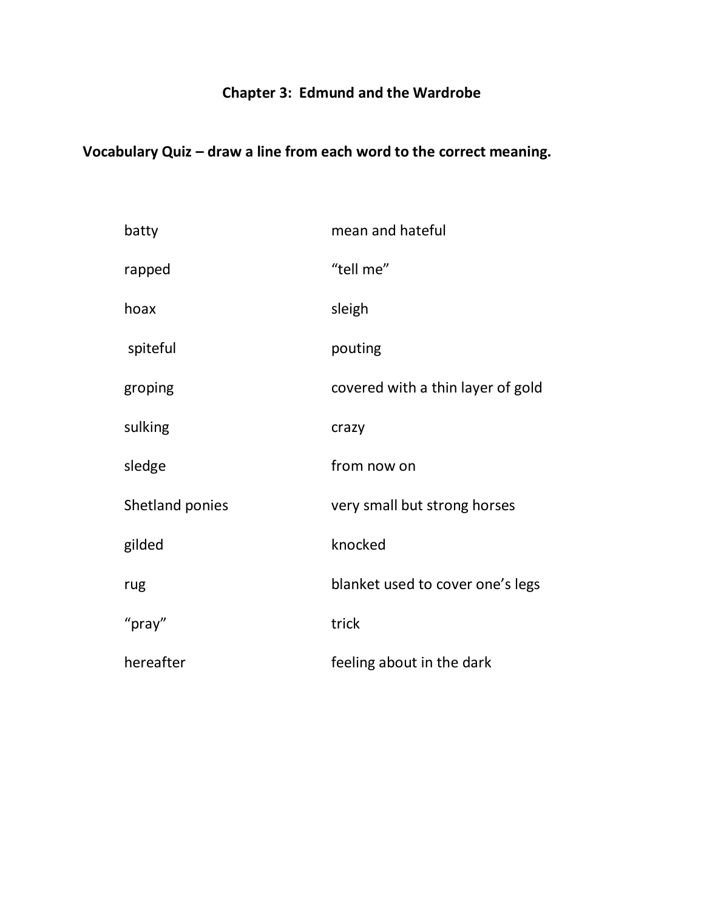## Chapter 3: Edmund and the Wardrobe

**Vocabulary Quiz – draw a line from each word to the correct meaning.**

| | |
|---|---|
| batty | mean and hateful |
| rapped | "tell me" |
| hoax | sleigh |
| spiteful | pouting |
| groping | covered with a thin layer of gold |
| sulking | crazy |
| sledge | from now on |
| Shetland ponies | very small but strong horses |
| gilded | knocked |
| rug | blanket used to cover one's legs |
| "pray" | trick |
| hereafter | feeling about in the dark |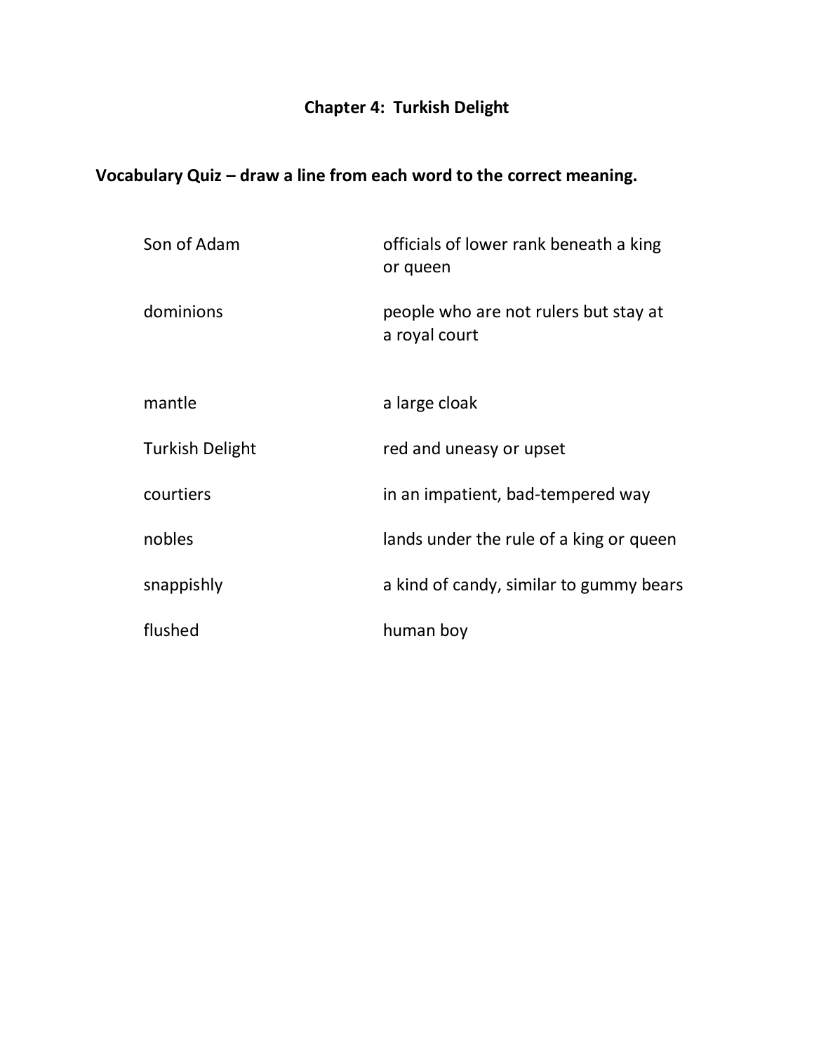# Chapter 4: Turkish Delight

**Vocabulary Quiz – draw a line from each word to the correct meaning.**

| | |
|---|---|
| Son of Adam | officials of lower rank beneath a king or queen |
| dominions | people who are not rulers but stay at a royal court |
| mantle | a large cloak |
| Turkish Delight | red and uneasy or upset |
| courtiers | in an impatient, bad-tempered way |
| nobles | lands under the rule of a king or queen |
| snappishly | a kind of candy, similar to gummy bears |
| flushed | human boy |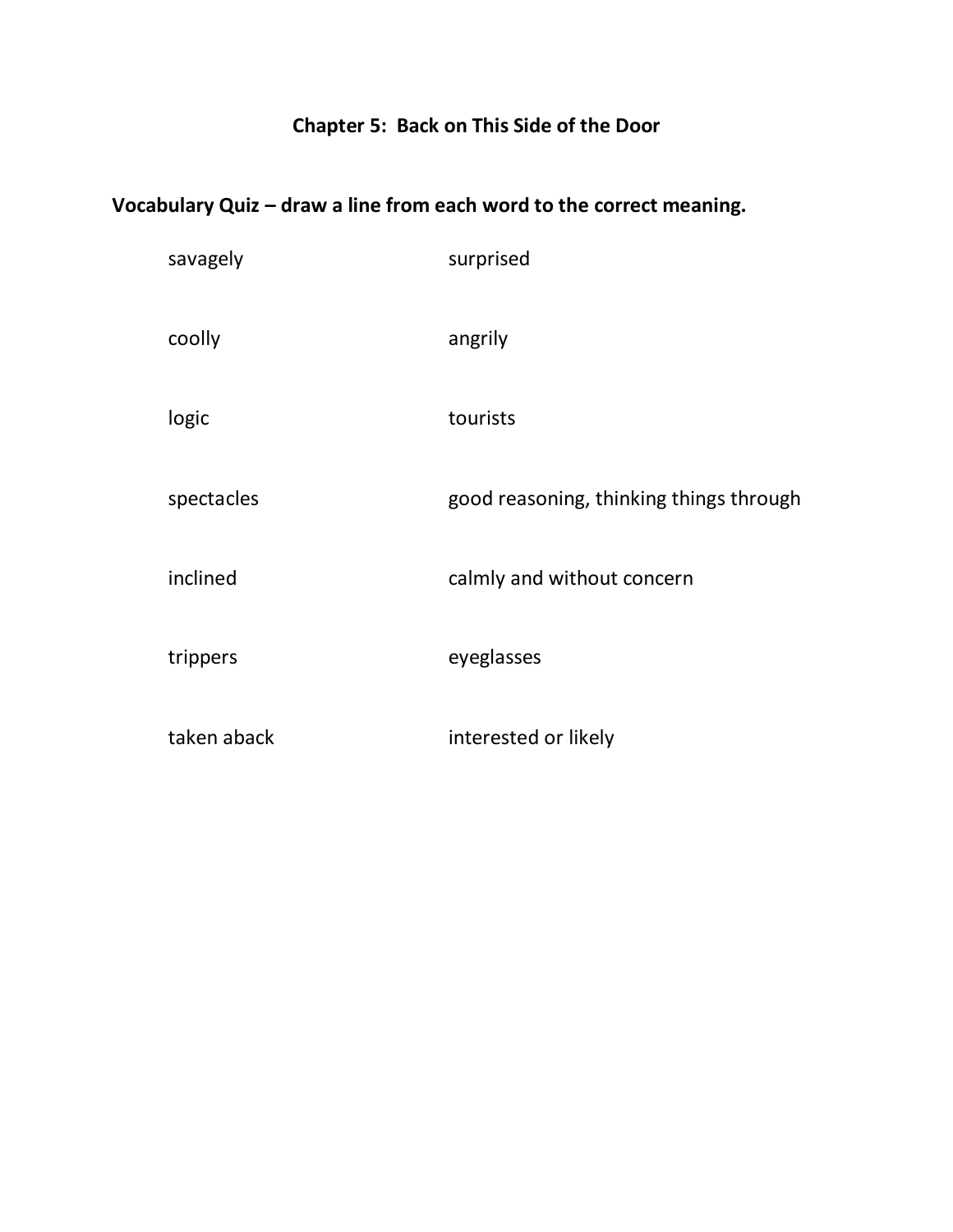## Chapter 5: Back on This Side of the Door

**Vocabulary Quiz – draw a line from each word to the correct meaning.**

| | |
|---|---|
| savagely | surprised |
| coolly | angrily |
| logic | tourists |
| spectacles | good reasoning, thinking things through |
| inclined | calmly and without concern |
| trippers | eyeglasses |
| taken aback | interested or likely |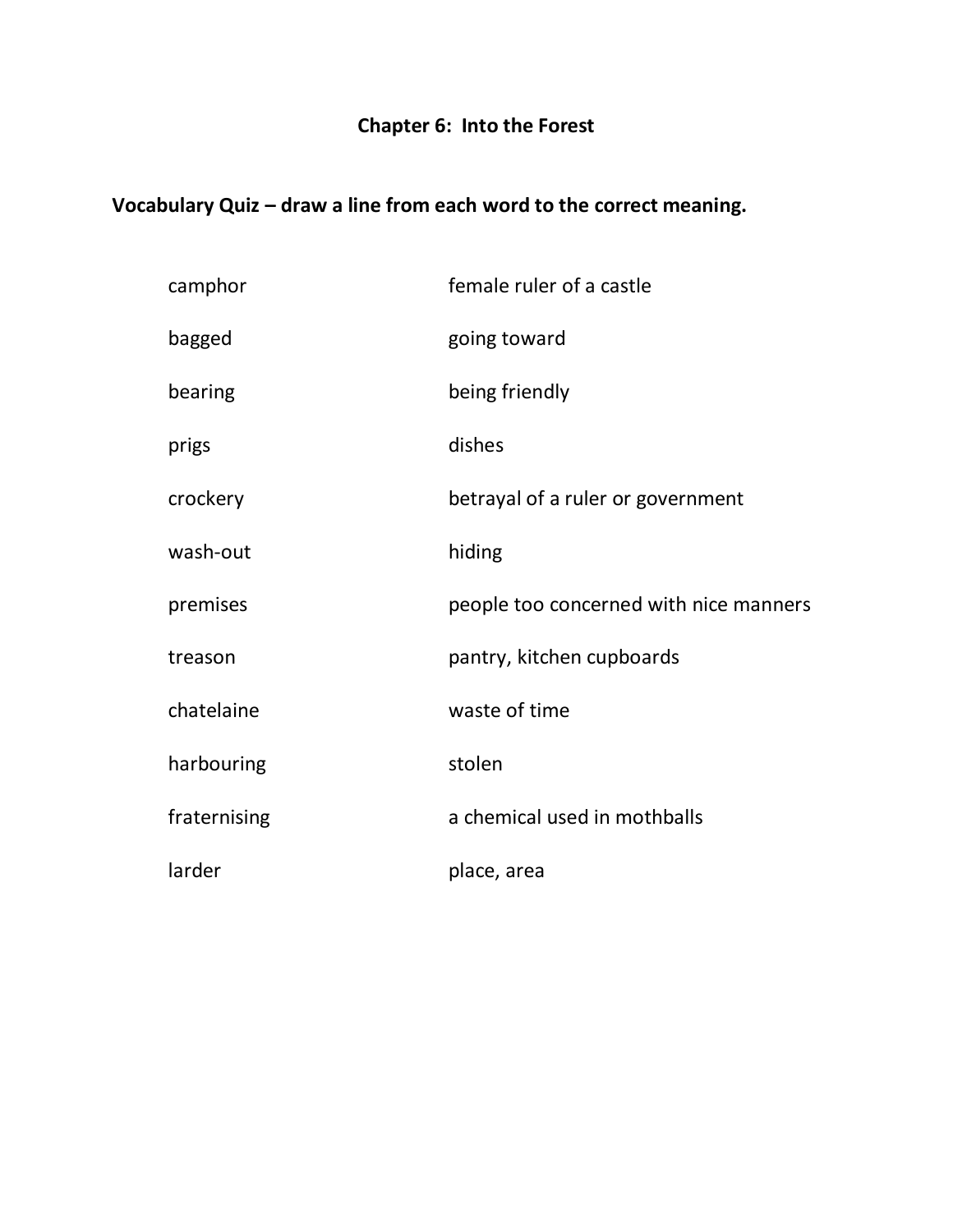## Chapter 6: Into the Forest

**Vocabulary Quiz – draw a line from each word to the correct meaning.**

| | |
|---|---|
| camphor | female ruler of a castle |
| bagged | going toward |
| bearing | being friendly |
| prigs | dishes |
| crockery | betrayal of a ruler or government |
| wash-out | hiding |
| premises | people too concerned with nice manners |
| treason | pantry, kitchen cupboards |
| chatelaine | waste of time |
| harbouring | stolen |
| fraternising | a chemical used in mothballs |
| larder | place, area |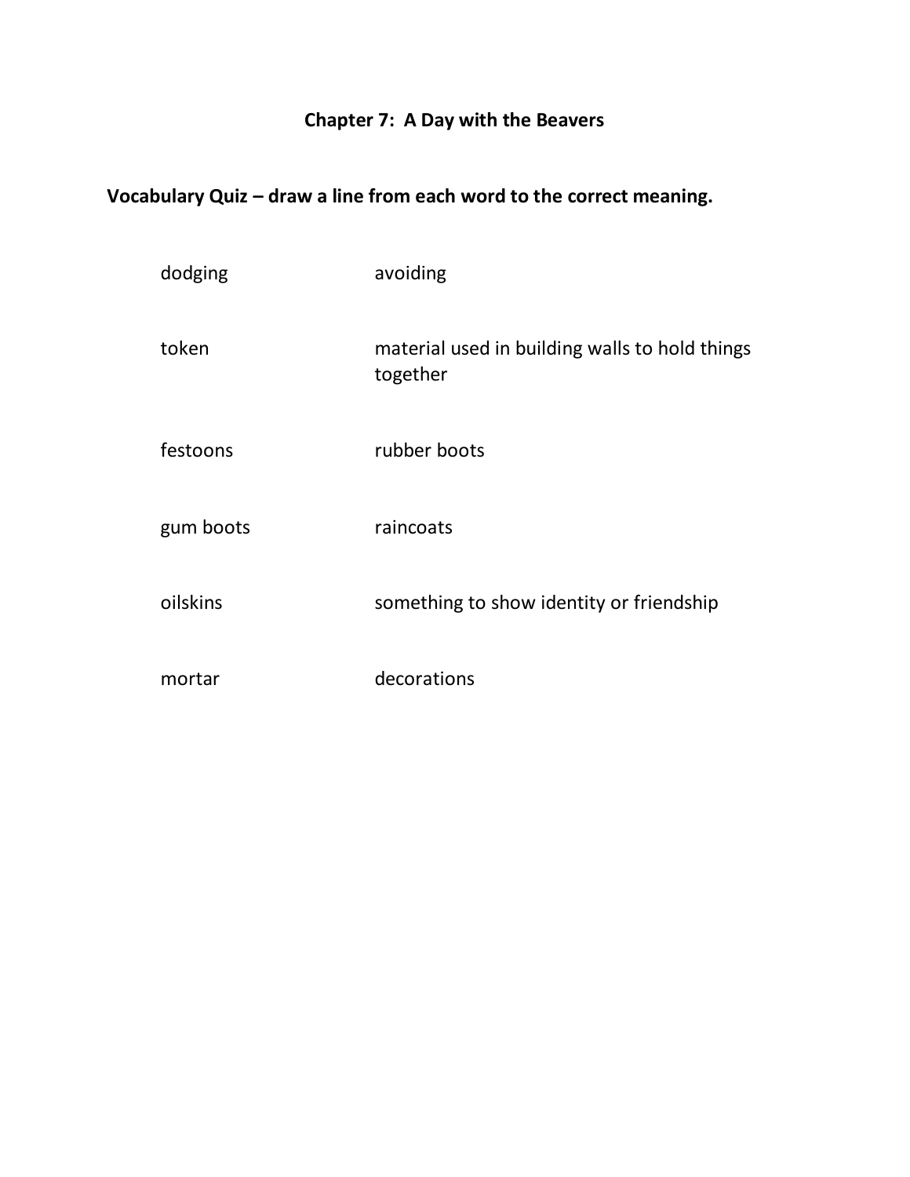## Chapter 7: A Day with the Beavers

**Vocabulary Quiz – draw a line from each word to the correct meaning.**

| | |
|---|---|
| dodging | avoiding |
| token | material used in building walls to hold things together |
| festoons | rubber boots |
| gum boots | raincoats |
| oilskins | something to show identity or friendship |
| mortar | decorations |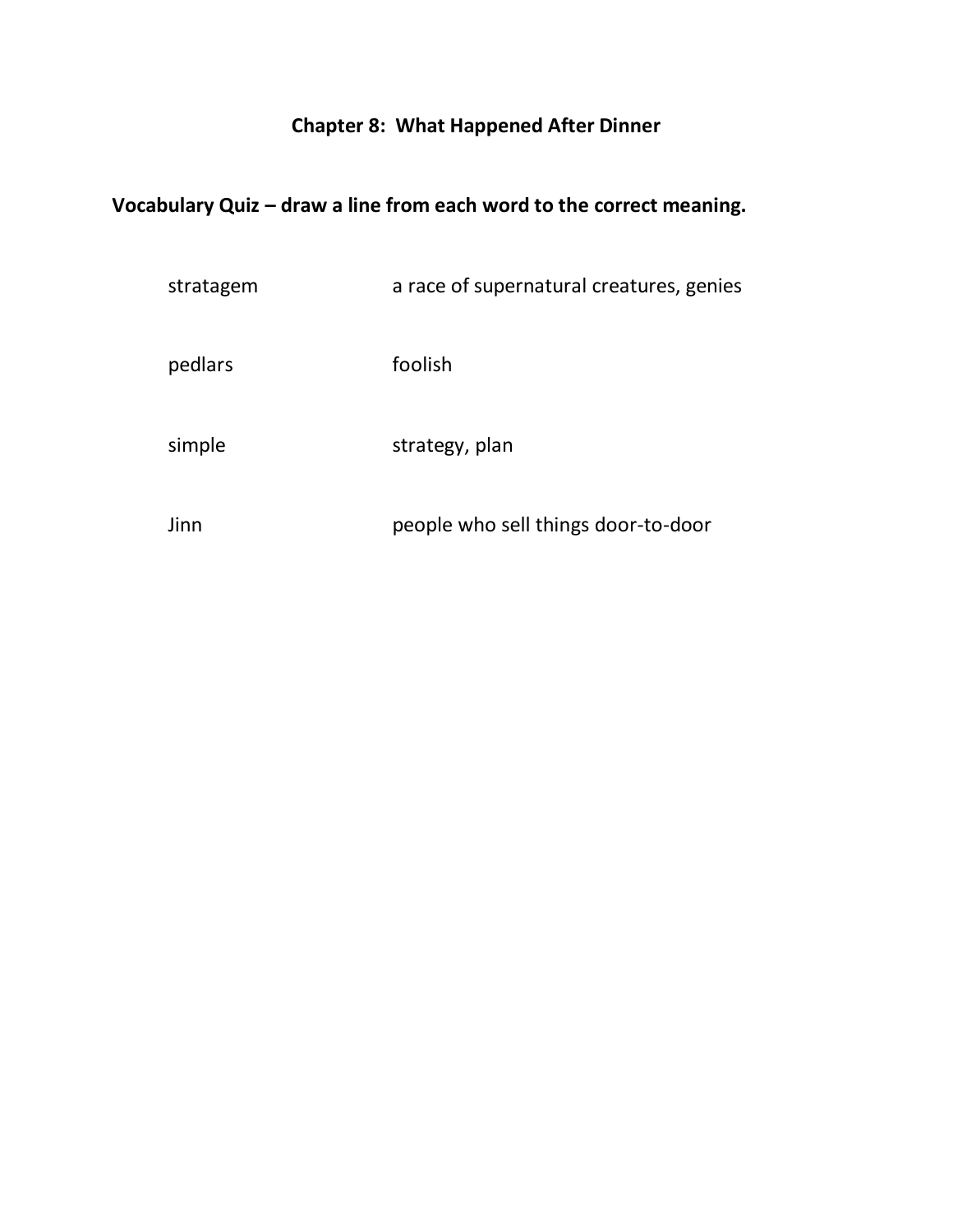## Chapter 8: What Happened After Dinner

**Vocabulary Quiz – draw a line from each word to the correct meaning.**

| | |
|---|---|
| stratagem | a race of supernatural creatures, genies |
| pedlars | foolish |
| simple | strategy, plan |
| Jinn | people who sell things door-to-door |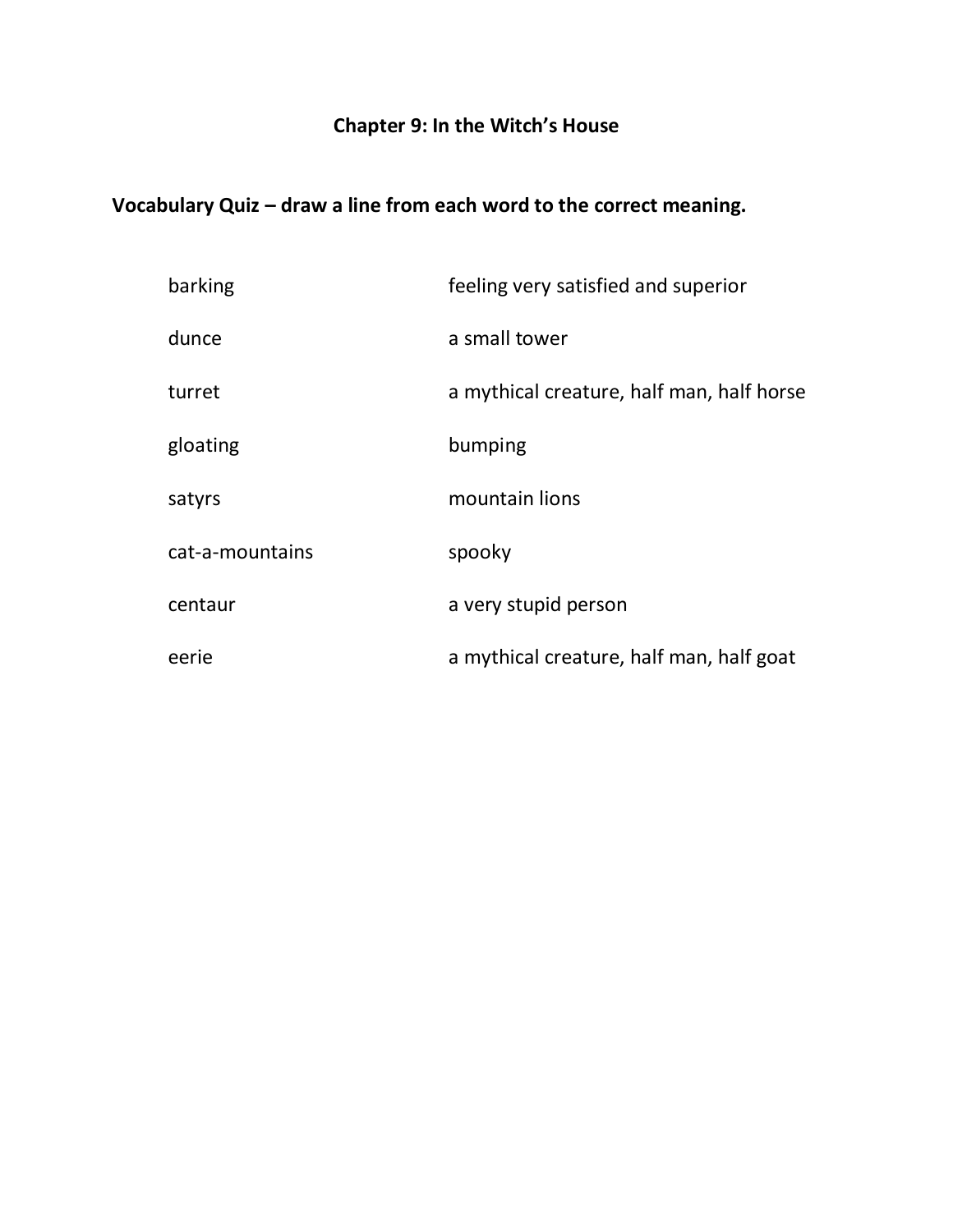## Chapter 9: In the Witch's House

**Vocabulary Quiz – draw a line from each word to the correct meaning.**

| | |
|---|---|
| barking | feeling very satisfied and superior |
| dunce | a small tower |
| turret | a mythical creature, half man, half horse |
| gloating | bumping |
| satyrs | mountain lions |
| cat-a-mountains | spooky |
| centaur | a very stupid person |
| eerie | a mythical creature, half man, half goat |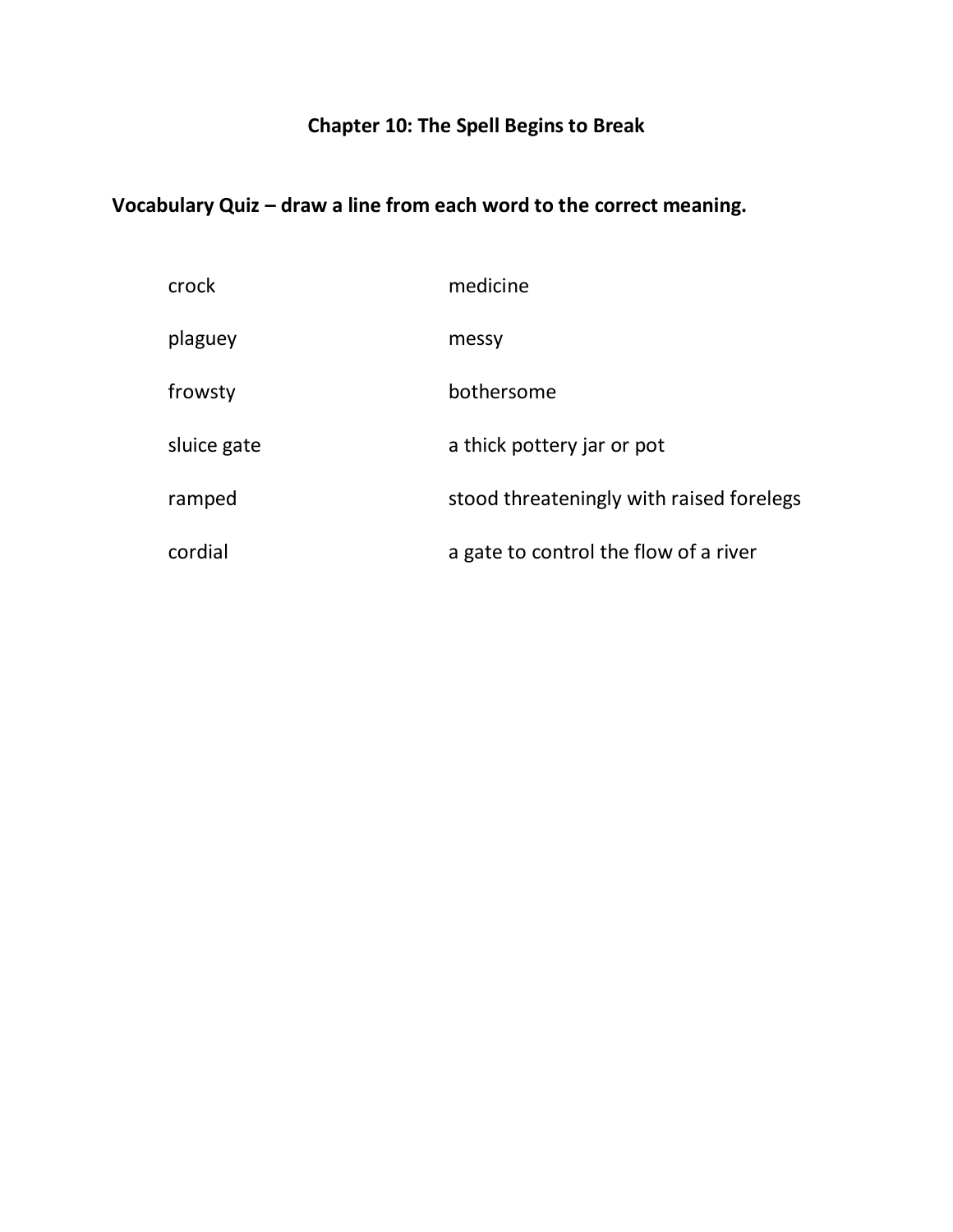# Chapter 10: The Spell Begins to Break

**Vocabulary Quiz – draw a line from each word to the correct meaning.**

| | |
|---|---|
| crock | medicine |
| plaguey | messy |
| frowsty | bothersome |
| sluice gate | a thick pottery jar or pot |
| ramped | stood threateningly with raised forelegs |
| cordial | a gate to control the flow of a river |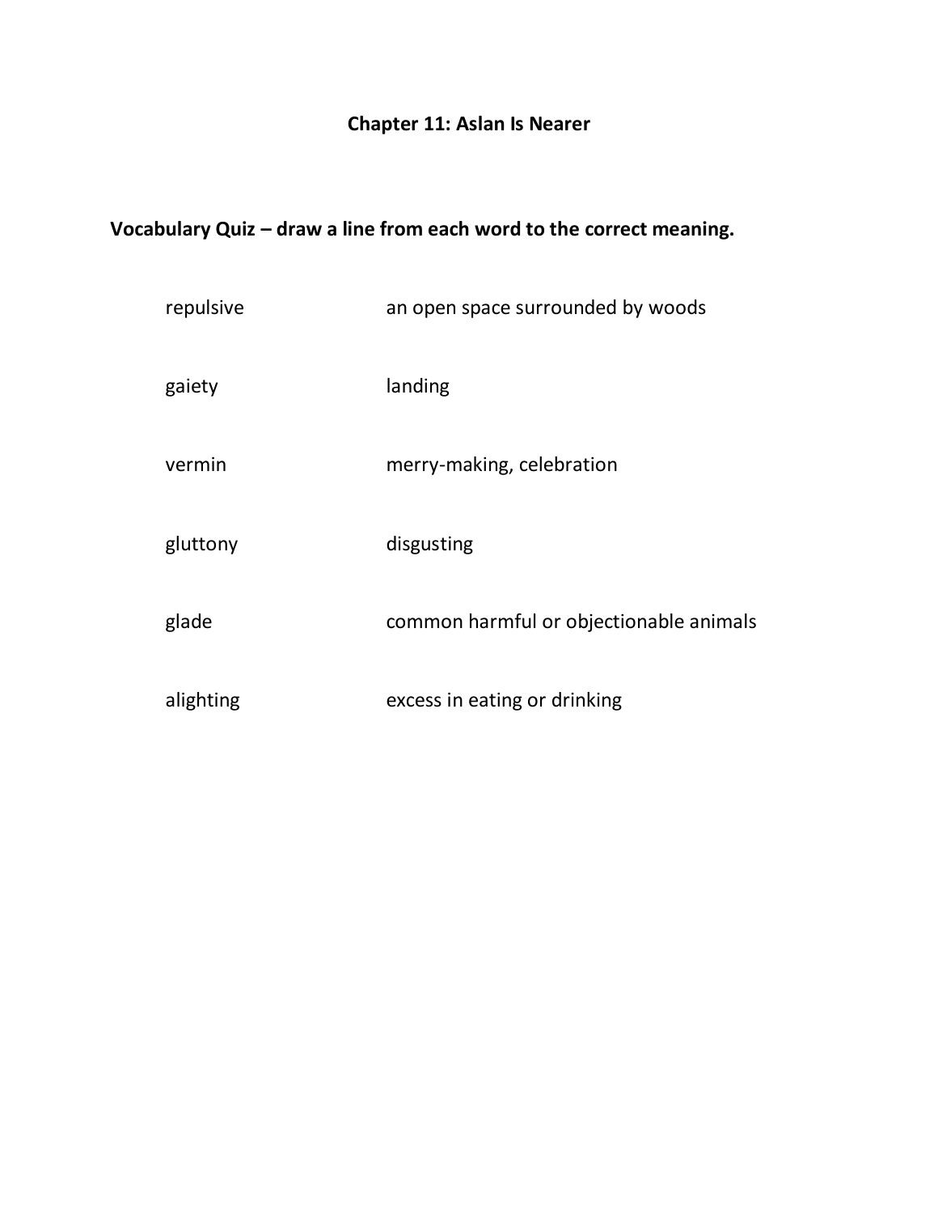## Chapter 11: Aslan Is Nearer

**Vocabulary Quiz – draw a line from each word to the correct meaning.**

| | |
|---|---|
| repulsive | an open space surrounded by woods |
| gaiety | landing |
| vermin | merry-making, celebration |
| gluttony | disgusting |
| glade | common harmful or objectionable animals |
| alighting | excess in eating or drinking |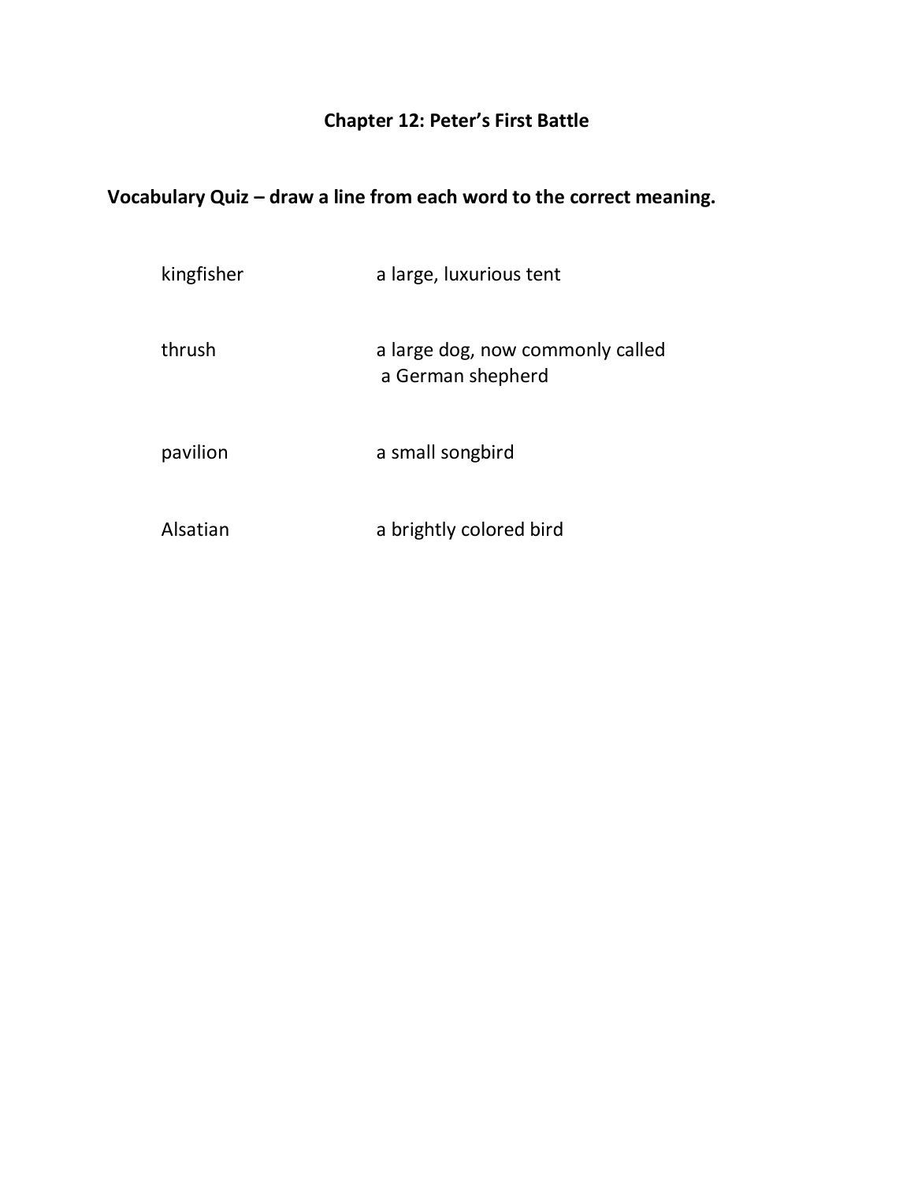## Chapter 12: Peter's First Battle

**Vocabulary Quiz – draw a line from each word to the correct meaning.**

| | |
|---|---|
| kingfisher | a large, luxurious tent |
| thrush | a large dog, now commonly called a German shepherd |
| pavilion | a small songbird |
| Alsatian | a brightly colored bird |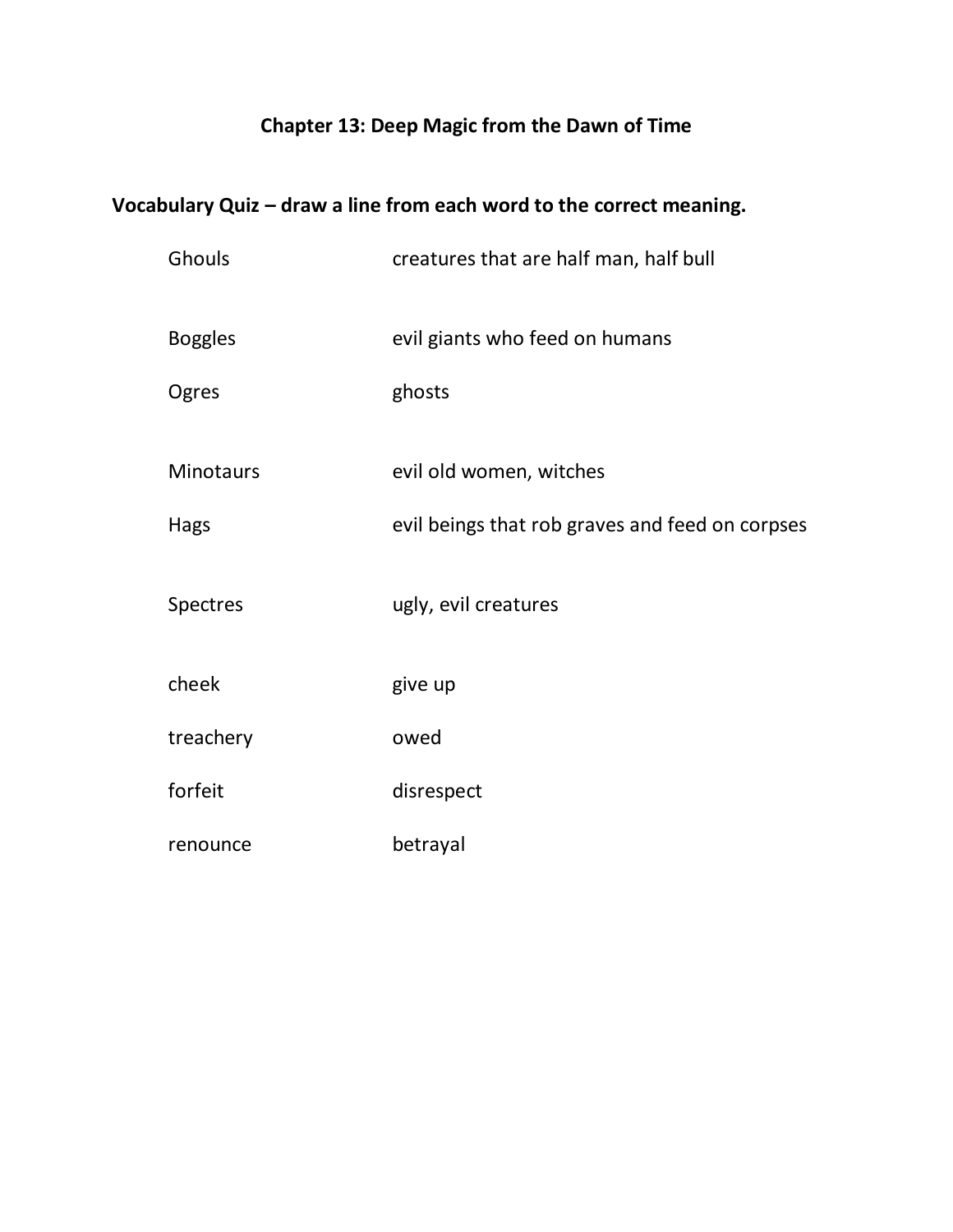## Chapter 13: Deep Magic from the Dawn of Time

**Vocabulary Quiz – draw a line from each word to the correct meaning.**

| | |
|---|---|
| Ghouls | creatures that are half man, half bull |
| Boggles | evil giants who feed on humans |
| Ogres | ghosts |
| Minotaurs | evil old women, witches |
| Hags | evil beings that rob graves and feed on corpses |
| Spectres | ugly, evil creatures |
| cheek | give up |
| treachery | owed |
| forfeit | disrespect |
| renounce | betrayal |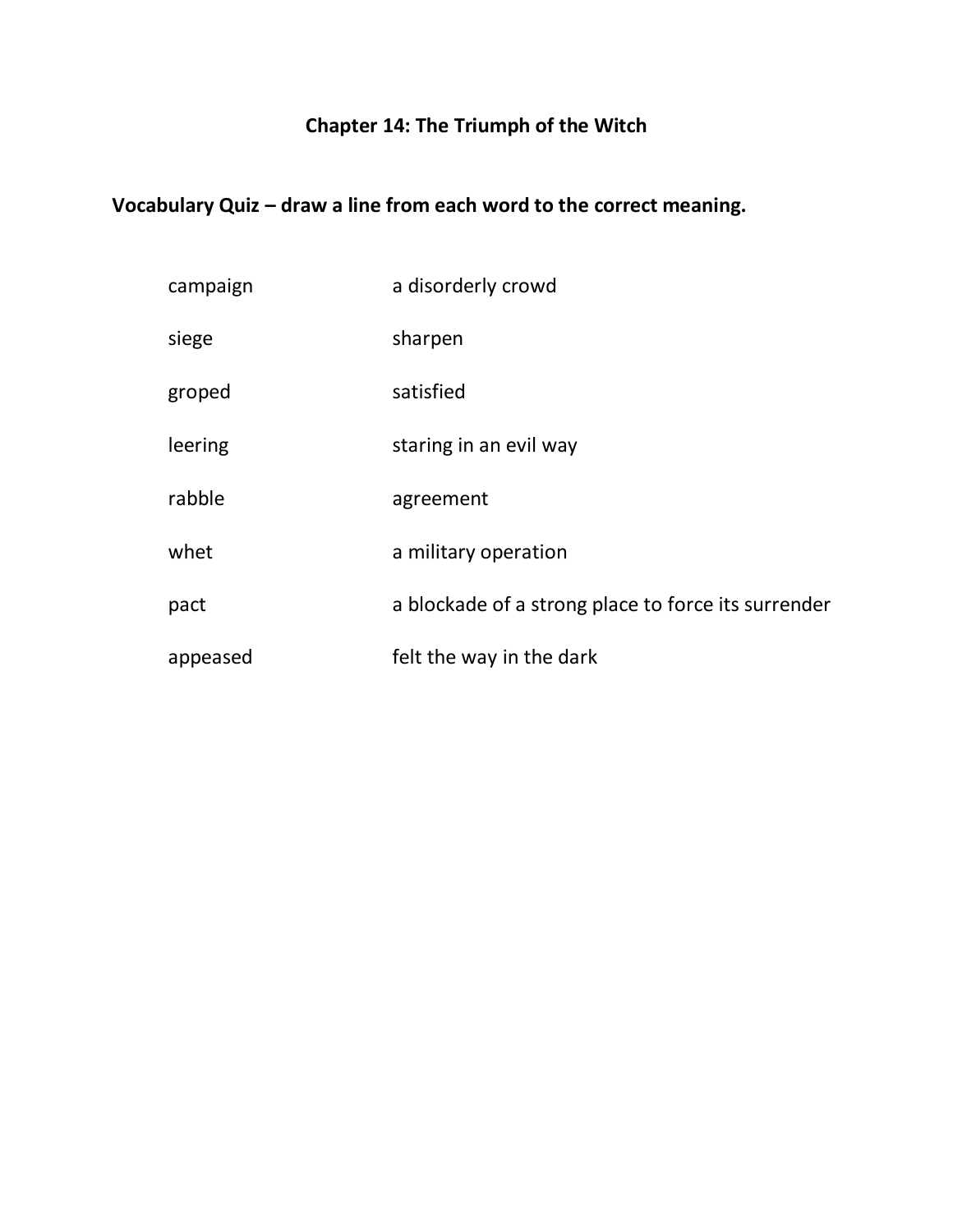# Chapter 14: The Triumph of the Witch

**Vocabulary Quiz – draw a line from each word to the correct meaning.**

| | |
|---|---|
| campaign | a disorderly crowd |
| siege | sharpen |
| groped | satisfied |
| leering | staring in an evil way |
| rabble | agreement |
| whet | a military operation |
| pact | a blockade of a strong place to force its surrender |
| appeased | felt the way in the dark |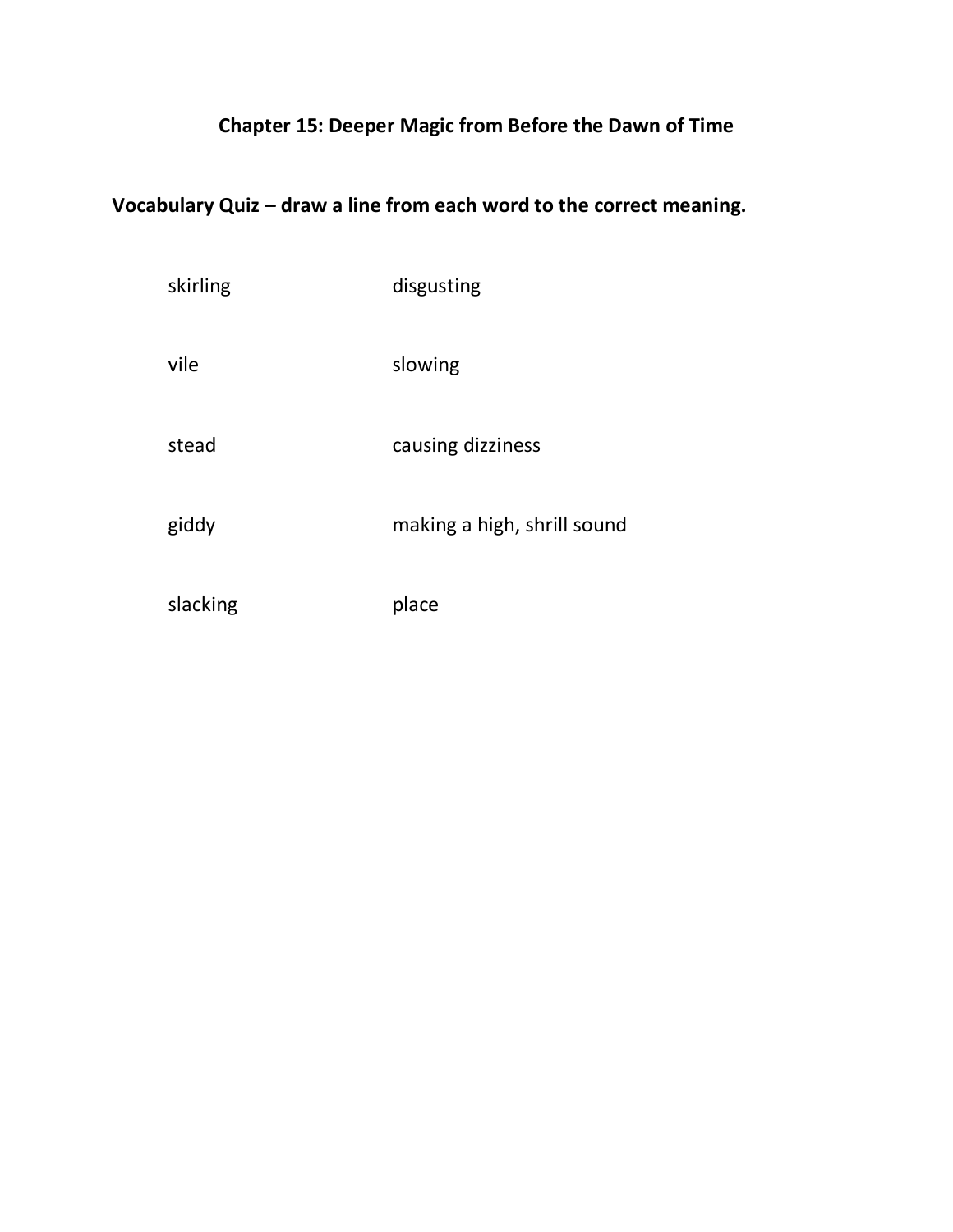# Chapter 15: Deeper Magic from Before the Dawn of Time

**Vocabulary Quiz – draw a line from each word to the correct meaning.**

| | |
|---|---|
| skirling | disgusting |
| vile | slowing |
| stead | causing dizziness |
| giddy | making a high, shrill sound |
| slacking | place |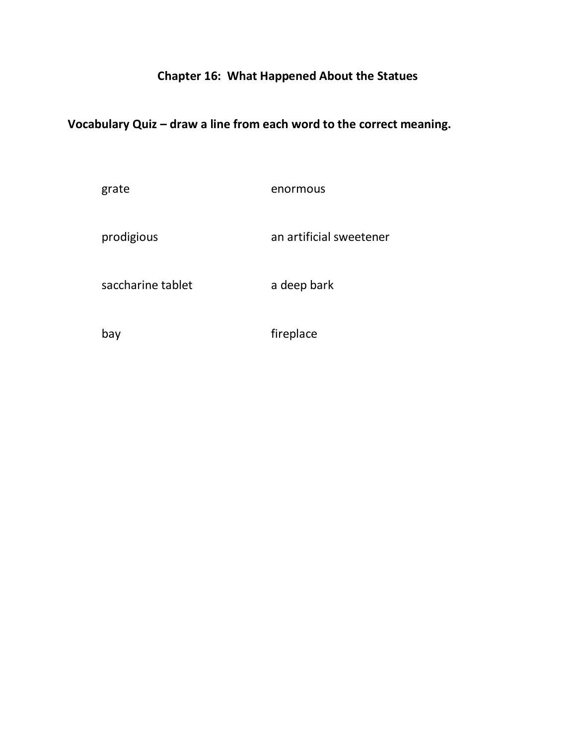## Chapter 16: What Happened About the Statues

**Vocabulary Quiz – draw a line from each word to the correct meaning.**

| | |
|---|---|
| grate | enormous |
| prodigious | an artificial sweetener |
| saccharine tablet | a deep bark |
| bay | fireplace |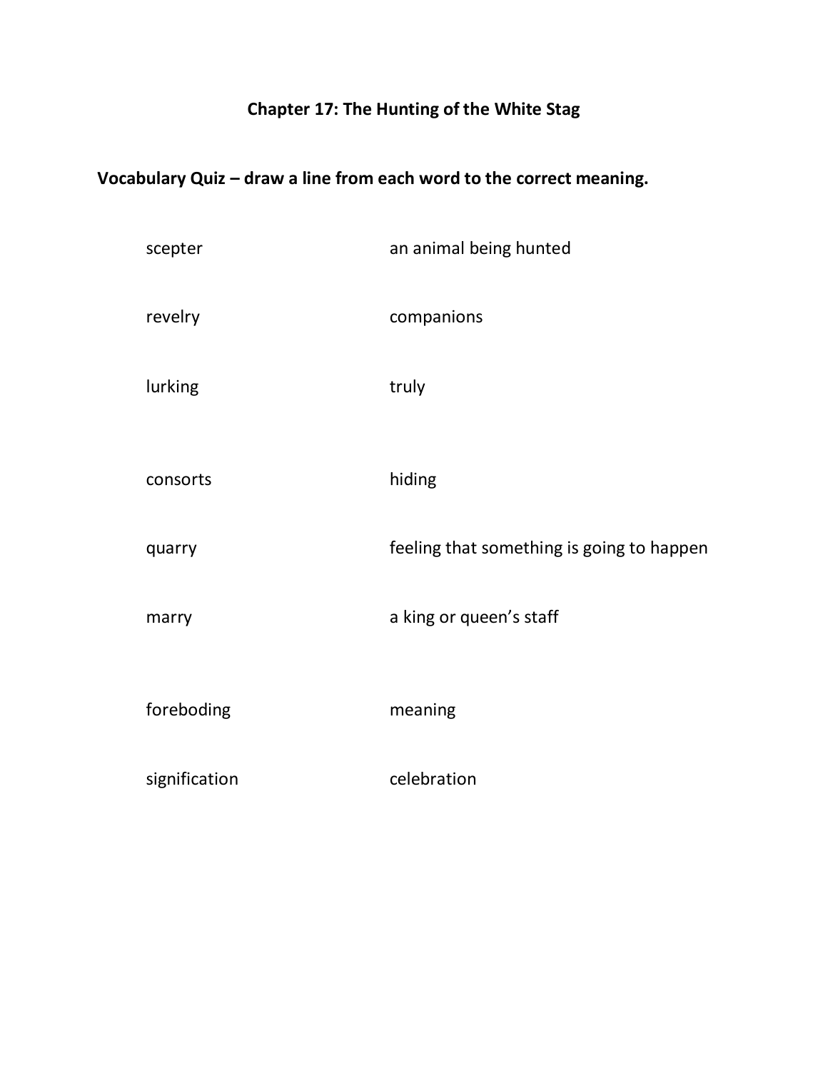## Chapter 17: The Hunting of the White Stag

**Vocabulary Quiz – draw a line from each word to the correct meaning.**

| | |
|---|---|
| scepter | an animal being hunted |
| revelry | companions |
| lurking | truly |
| consorts | hiding |
| quarry | feeling that something is going to happen |
| marry | a king or queen's staff |
| foreboding | meaning |
| signification | celebration |